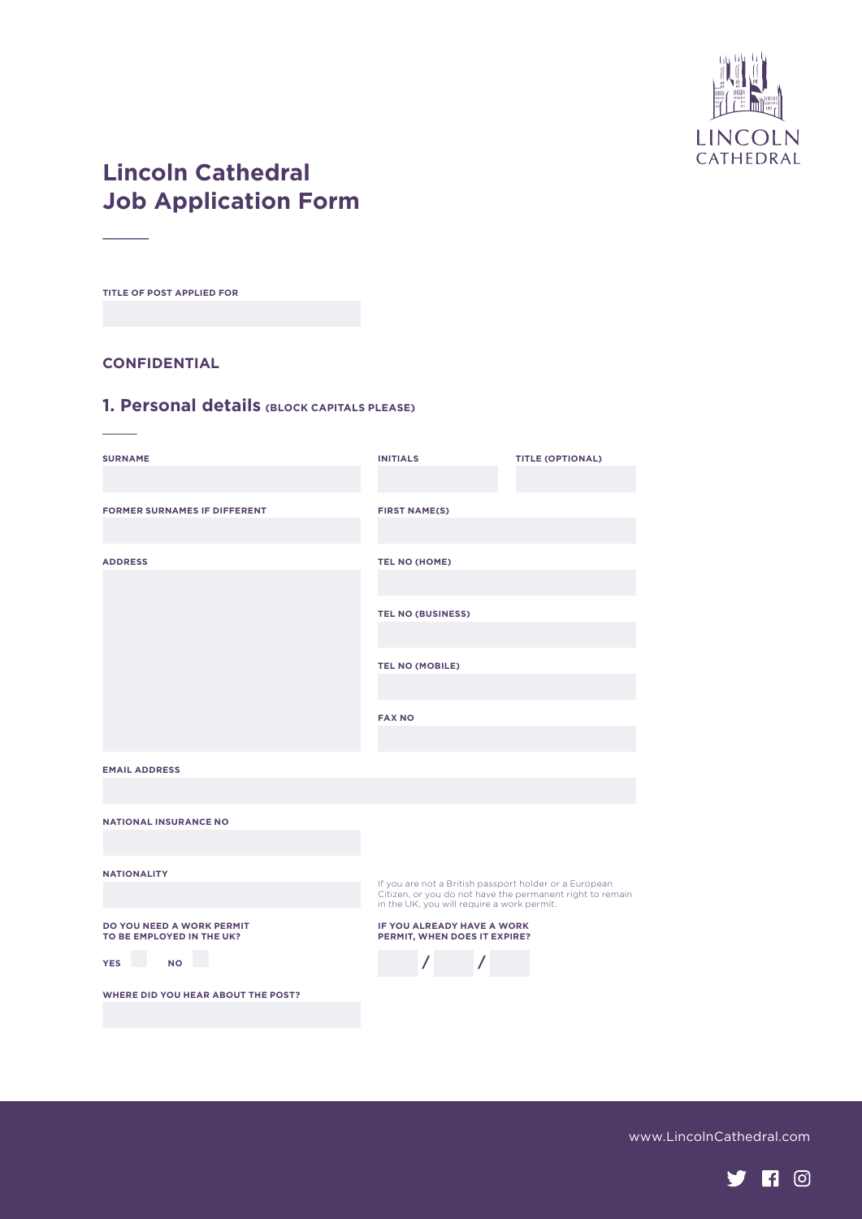# Lincoln Cathedral Job Application Form

**TITLE OF POST APPLIED FOR**

## CONFIDENTIAL

## 1. Personal details (BLOCK CAPITALS PLEASE)

**SURNAME**

**INITIALS**

**TITLE (OPTIONAL)**

**FORMER SURNAMES IF DIFFERENT**

**FIRST NAME(S)**

**ADDRESS**

**TEL NO (HOME)**

**TEL NO (BUSINESS)**

**TEL NO (MOBILE)**

**FAX NO**

**EMAIL ADDRESS**

**NATIONAL INSURANCE NO**

**NATIONALITY**

If you are not a British passport holder or a European Citizen, or you do not have the permanent right to remain in the UK, you will require a work permit.

**DO YOU NEED A WORK PERMIT TO BE EMPLOYED IN THE UK?**

**YES** **NO**

**IF YOU ALREADY HAVE A WORK PERMIT, WHEN DOES IT EXPIRE?**

/ /

**WHERE DID YOU HEAR ABOUT THE POST?**

www.LincolnCathedral.com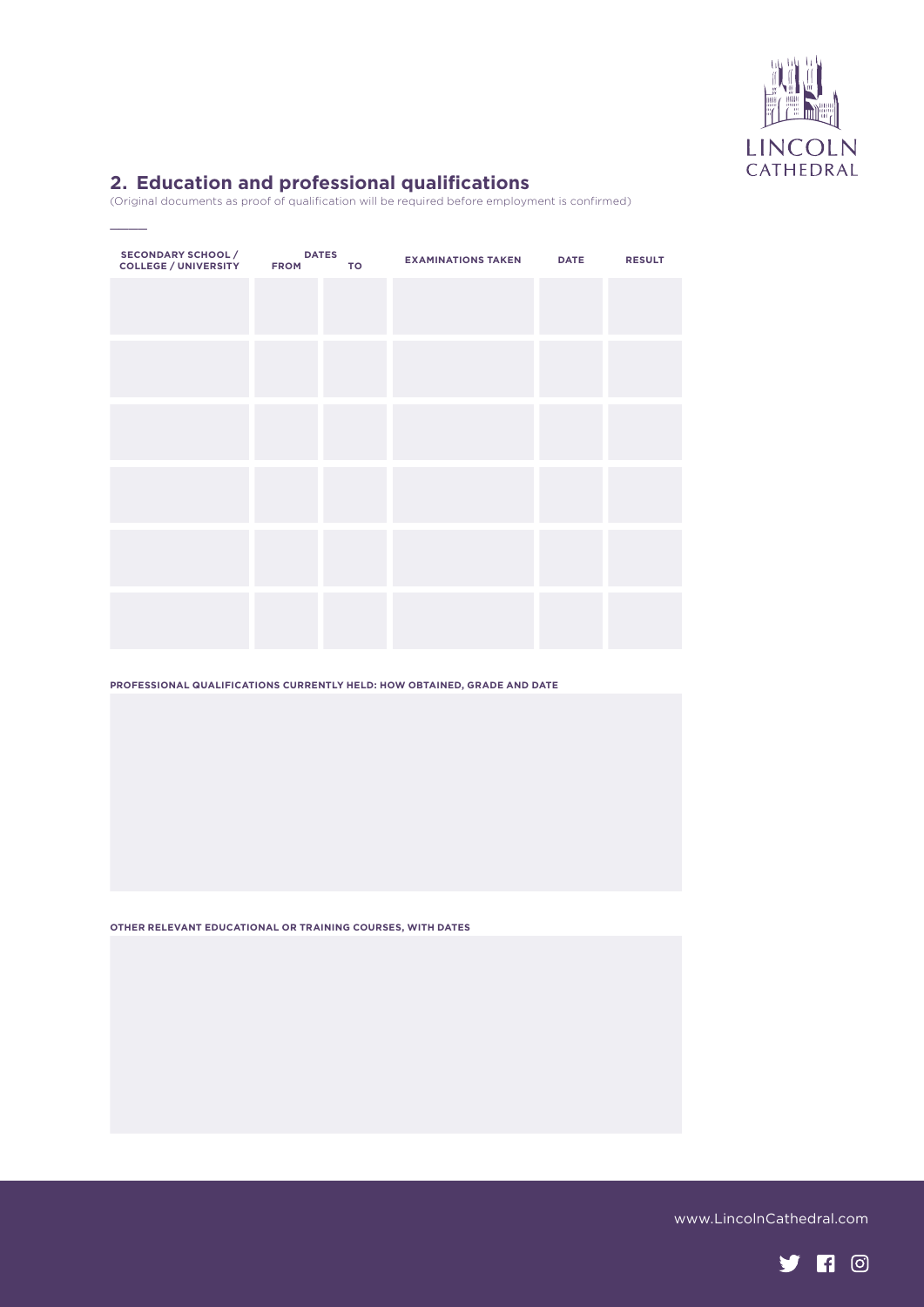## 2. Education and professional qualifications

(Original documents as proof of qualification will be required before employment is confirmed)

| SECONDARY SCHOOL / COLLEGE / UNIVERSITY | DATES FROM | TO | EXAMINATIONS TAKEN | DATE | RESULT |
|---|---|---|---|---|---|
| | | | | | |
| | | | | | |
| | | | | | |
| | | | | | |
| | | | | | |
| | | | | | |

**PROFESSIONAL QUALIFICATIONS CURRENTLY HELD: HOW OBTAINED, GRADE AND DATE**

**OTHER RELEVANT EDUCATIONAL OR TRAINING COURSES, WITH DATES**

www.LincolnCathedral.com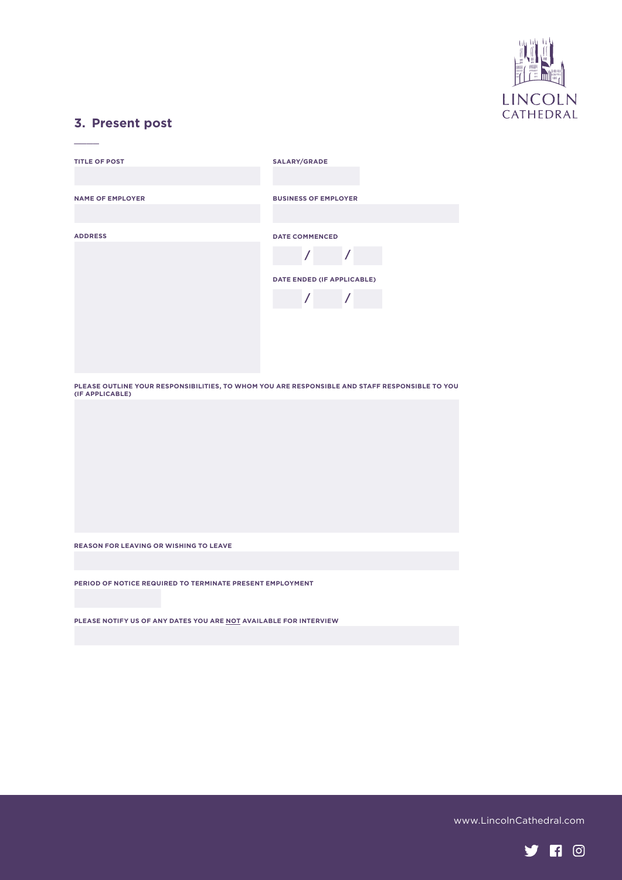## 3. Present post

**TITLE OF POST**

**SALARY/GRADE**

**NAME OF EMPLOYER**

**BUSINESS OF EMPLOYER**

**ADDRESS**

**DATE COMMENCED**

/ /

**DATE ENDED (IF APPLICABLE)**

/ /

**PLEASE OUTLINE YOUR RESPONSIBILITIES, TO WHOM YOU ARE RESPONSIBLE AND STAFF RESPONSIBLE TO YOU (IF APPLICABLE)**

**REASON FOR LEAVING OR WISHING TO LEAVE**

**PERIOD OF NOTICE REQUIRED TO TERMINATE PRESENT EMPLOYMENT**

**PLEASE NOTIFY US OF ANY DATES YOU ARE <u>NOT</u> AVAILABLE FOR INTERVIEW**

www.LincolnCathedral.com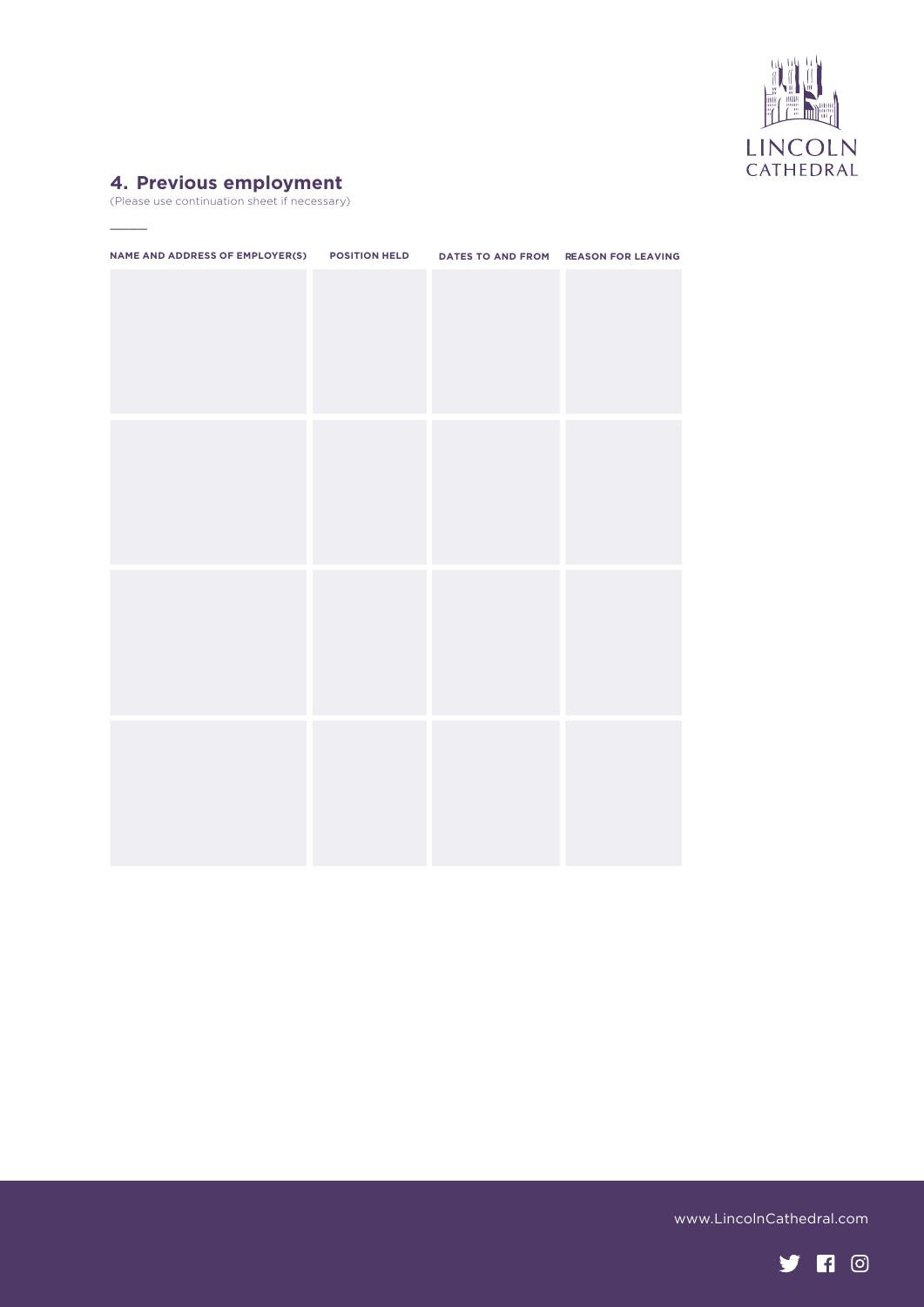## 4. Previous employment

(Please use continuation sheet if necessary)

| NAME AND ADDRESS OF EMPLOYER(S) | POSITION HELD | DATES TO AND FROM | REASON FOR LEAVING |
| --- | --- | --- | --- |
| | | | |
| | | | |
| | | | |
| | | | |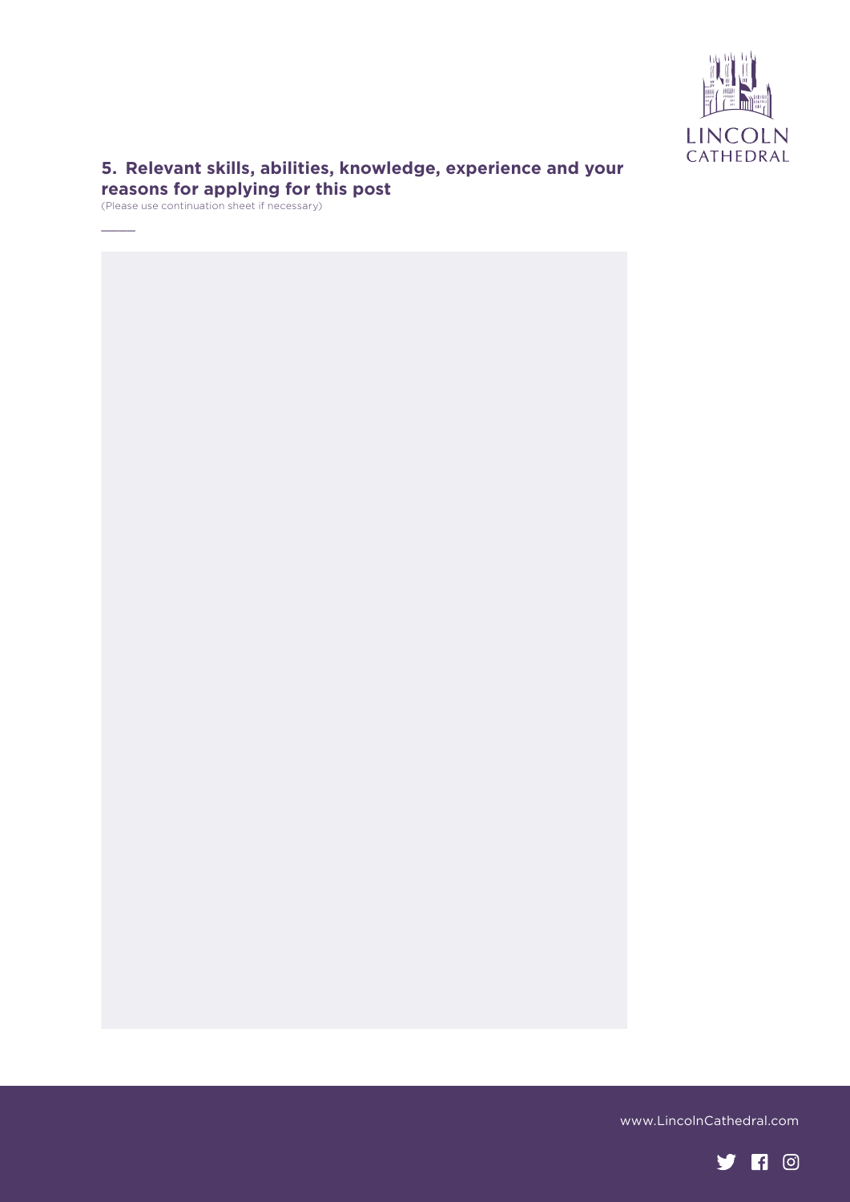## 5. Relevant skills, abilities, knowledge, experience and your reasons for applying for this post

(Please use continuation sheet if necessary)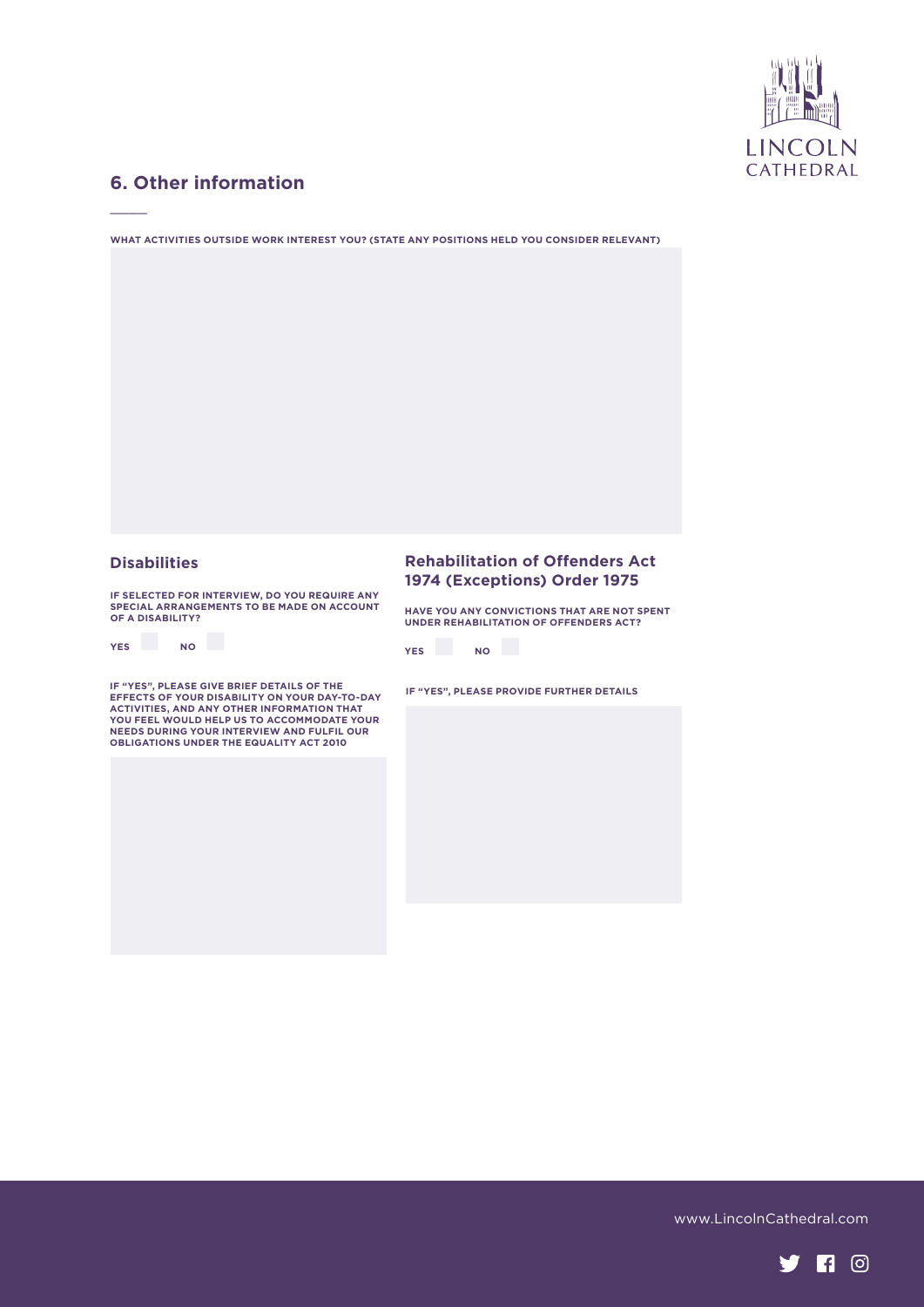## 6. Other information

**WHAT ACTIVITIES OUTSIDE WORK INTEREST YOU? (STATE ANY POSITIONS HELD YOU CONSIDER RELEVANT)**

### Disabilities

**IF SELECTED FOR INTERVIEW, DO YOU REQUIRE ANY SPECIAL ARRANGEMENTS TO BE MADE ON ACCOUNT OF A DISABILITY?**

**YES** ☐ **NO** ☐

**IF "YES", PLEASE GIVE BRIEF DETAILS OF THE EFFECTS OF YOUR DISABILITY ON YOUR DAY-TO-DAY ACTIVITIES, AND ANY OTHER INFORMATION THAT YOU FEEL WOULD HELP US TO ACCOMMODATE YOUR NEEDS DURING YOUR INTERVIEW AND FULFIL OUR OBLIGATIONS UNDER THE EQUALITY ACT 2010**

### Rehabilitation of Offenders Act 1974 (Exceptions) Order 1975

**HAVE YOU ANY CONVICTIONS THAT ARE NOT SPENT UNDER REHABILITATION OF OFFENDERS ACT?**

**YES** ☐ **NO** ☐

**IF "YES", PLEASE PROVIDE FURTHER DETAILS**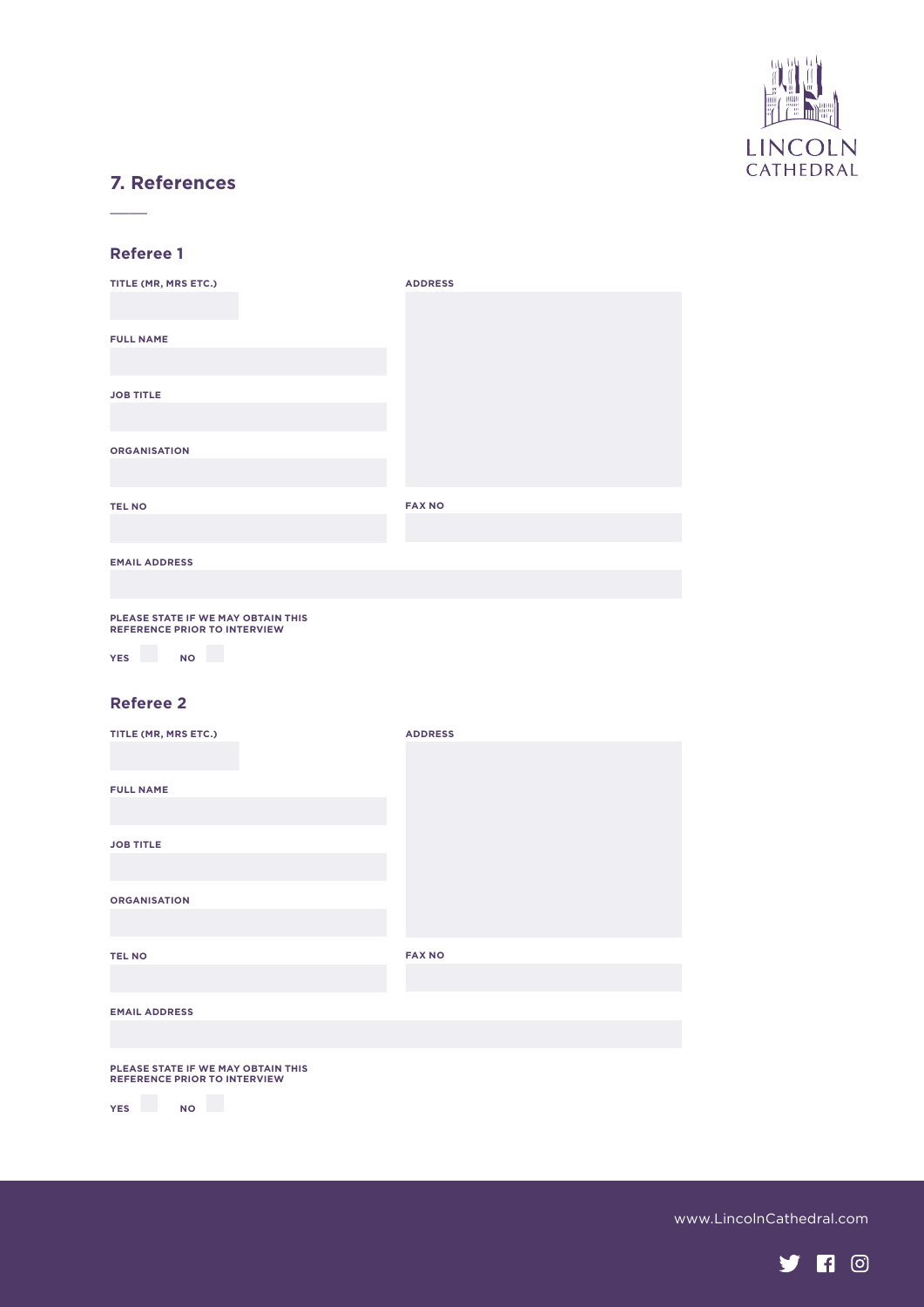LINCOLN CATHEDRAL

## 7. References

### Referee 1

TITLE (MR, MRS ETC.)

FULL NAME

JOB TITLE

ORGANISATION

ADDRESS

TEL NO

FAX NO

EMAIL ADDRESS

PLEASE STATE IF WE MAY OBTAIN THIS REFERENCE PRIOR TO INTERVIEW

YES ☐ NO ☐

### Referee 2

TITLE (MR, MRS ETC.)

FULL NAME

JOB TITLE

ORGANISATION

ADDRESS

TEL NO

FAX NO

EMAIL ADDRESS

PLEASE STATE IF WE MAY OBTAIN THIS REFERENCE PRIOR TO INTERVIEW

YES ☐ NO ☐

www.LincolnCathedral.com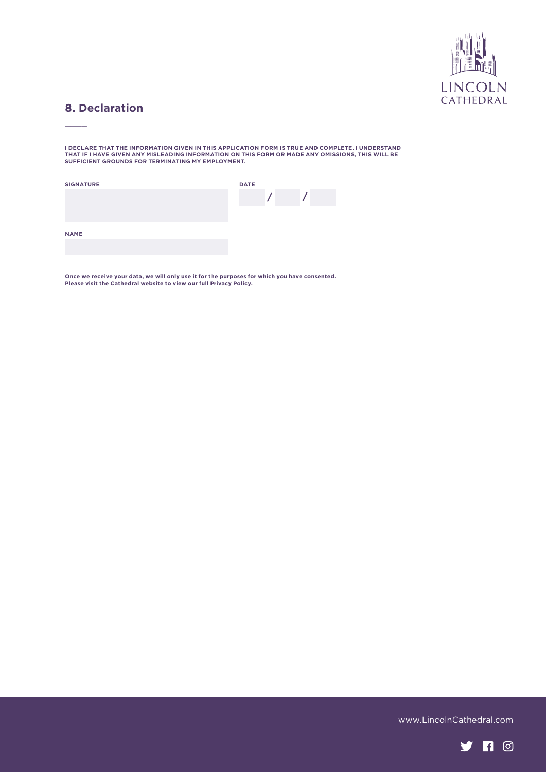## 8. Declaration

**I DECLARE THAT THE INFORMATION GIVEN IN THIS APPLICATION FORM IS TRUE AND COMPLETE. I UNDERSTAND THAT IF I HAVE GIVEN ANY MISLEADING INFORMATION ON THIS FORM OR MADE ANY OMISSIONS, THIS WILL BE SUFFICIENT GROUNDS FOR TERMINATING MY EMPLOYMENT.**

**SIGNATURE**

**DATE**

/ /

**NAME**

**Once we receive your data, we will only use it for the purposes for which you have consented. Please visit the Cathedral website to view our full Privacy Policy.**

www.LincolnCathedral.com